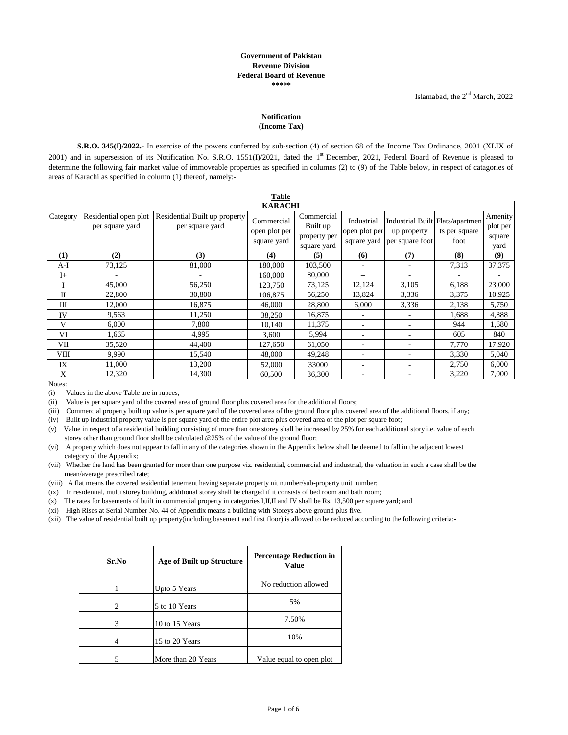**Government of Pakistan**
**Revenue Division**
**Federal Board of Revenue**
**\*\*\*\*\***

Islamabad, the 2nd March, 2022

**Notification**
**(Income Tax)**

**S.R.O. 345(I)/2022.-** In exercise of the powers conferred by sub-section (4) of section 68 of the Income Tax Ordinance, 2001 (XLIX of 2001) and in supersession of its Notification No. S.R.O. 1551(I)/2021, dated the 1st December, 2021, Federal Board of Revenue is pleased to determine the following fair market value of immoveable properties as specified in columns (2) to (9) of the Table below, in respect of catagories of areas of Karachi as specified in column (1) thereof, namely:-

**Table**

**KARACHI**

| Category | Residential open plot per square yard | Residential Built up property per square yard | Commercial open plot per square yard | Commercial Built up property per square yard | Industrial open plot per square yard | Industrial Built up property per square foot | Flats/apartments per square foot | Amenity plot per square yard |
|---|---|---|---|---|---|---|---|---|
| **(1)** | **(2)** | **(3)** | **(4)** | **(5)** | **(6)** | **(7)** | **(8)** | **(9)** |
| A-I | 73,125 | 81,000 | 180,000 | 103,500 | - | - | 7,313 | 37,375 |
| I+ | - | - | 160,000 | 80,000 | -- | - | - | - |
| I | 45,000 | 56,250 | 123,750 | 73,125 | 12,124 | 3,105 | 6,188 | 23,000 |
| II | 22,800 | 30,800 | 106,875 | 56,250 | 13,824 | 3,336 | 3,375 | 10,925 |
| III | 12,000 | 16,875 | 46,000 | 28,800 | 6,000 | 3,336 | 2,138 | 5,750 |
| IV | 9,563 | 11,250 | 38,250 | 16,875 | - | - | 1,688 | 4,888 |
| V | 6,000 | 7,800 | 10,140 | 11,375 | - | - | 944 | 1,680 |
| VI | 1,665 | 4,995 | 3,600 | 5,994 | - | - | 605 | 840 |
| VII | 35,520 | 44,400 | 127,650 | 61,050 | - | - | 7,770 | 17,920 |
| VIII | 9,990 | 15,540 | 48,000 | 49,248 | - | - | 3,330 | 5,040 |
| IX | 11,000 | 13,200 | 52,000 | 33000 | - | - | 2,750 | 6,000 |
| X | 12,320 | 14,300 | 60,500 | 36,300 | - | - | 3,220 | 7,000 |

Notes:

(i) Values in the above Table are in rupees;

(ii) Value is per square yard of the covered area of ground floor plus covered area for the additional floors;

(iii) Commercial property built up value is per square yard of the covered area of the ground floor plus covered area of the additional floors, if any;

(iv) Built up industrial property value is per square yard of the entire plot area plus covered area of the plot per square foot;

(v) Value in respect of a residential building consisting of more than one storey shall be increased by 25% for each additional story i.e. value of each storey other than ground floor shall be calculated @25% of the value of the ground floor;

(vi) A property which does not appear to fall in any of the categories shown in the Appendix below shall be deemed to fall in the adjacent lowest category of the Appendix;

(vii) Whether the land has been granted for more than one purpose viz. residential, commercial and industrial, the valuation in such a case shall be the mean/average prescribed rate;

(viii) A flat means the covered residential tenement having separate property nit number/sub-property unit number;

(ix) In residential, multi storey building, additional storey shall be charged if it consists of bed room and bath room;

(x) The rates for basements of built in commercial property in categories I,II,II and IV shall be Rs. 13,500 per square yard; and

(xi) High Rises at Serial Number No. 44 of Appendix means a building with Storeys above ground plus five.

(xii) The value of residential built up property(including basement and first floor) is allowed to be reduced according to the following criteria:-

| Sr.No | Age of Built up Structure | Percentage Reduction in Value |
|---|---|---|
| 1 | Upto 5 Years | No reduction allowed |
| 2 | 5 to 10 Years | 5% |
| 3 | 10 to 15 Years | 7.50% |
| 4 | 15 to 20 Years | 10% |
| 5 | More than 20 Years | Value equal to open plot |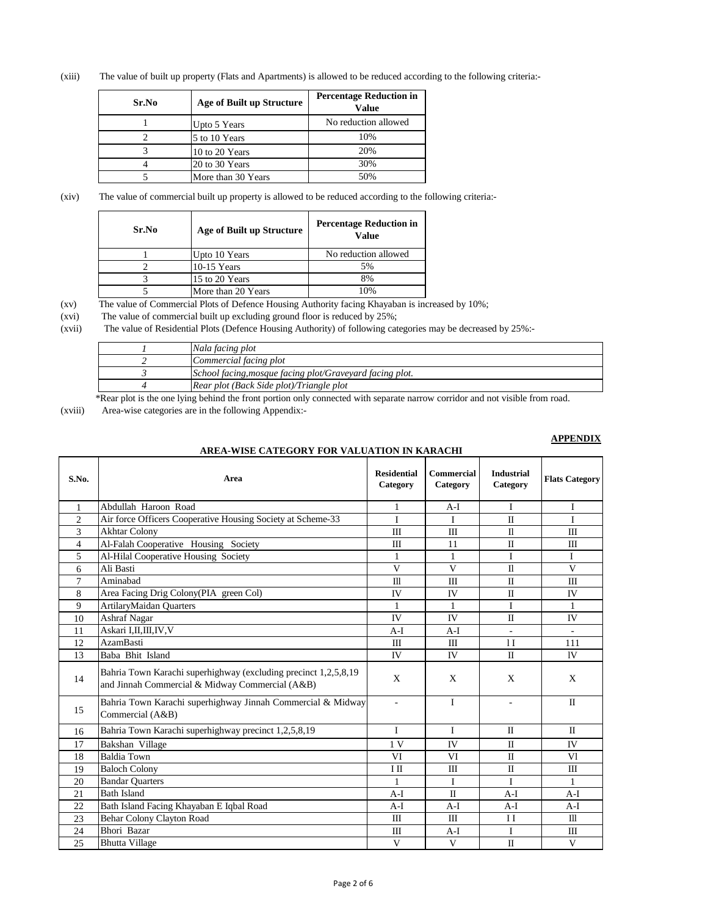(xiii) The value of built up property (Flats and Apartments) is allowed to be reduced according to the following criteria:-

| Sr.No | Age of Built up Structure | Percentage Reduction in Value |
|---|---|---|
| 1 | Upto 5 Years | No reduction allowed |
| 2 | 5 to 10 Years | 10% |
| 3 | 10 to 20 Years | 20% |
| 4 | 20 to 30 Years | 30% |
| 5 | More than 30 Years | 50% |

(xiv) The value of commercial built up property is allowed to be reduced according to the following criteria:-

| Sr.No | Age of Built up Structure | Percentage Reduction in Value |
|---|---|---|
| 1 | Upto 10 Years | No reduction allowed |
| 2 | 10-15 Years | 5% |
| 3 | 15 to 20 Years | 8% |
| 5 | More than 20 Years | 10% |

(xv) The value of Commercial Plots of Defence Housing Authority facing Khayaban is increased by 10%;

(xvi) The value of commercial built up excluding ground floor is reduced by 25%;

(xvii) The value of Residential Plots (Defence Housing Authority) of following categories may be decreased by 25%:-

| | |
|---|---|
| *1* | *Nala facing plot* |
| *2* | *Commercial facing plot* |
| *3* | *School facing,mosque facing plot/Graveyard facing plot.* |
| *4* | *Rear plot (Back Side plot)/Triangle plot* |

*Rear plot is the one lying behind the front portion only connected with separate narrow corridor and not visible from road.

(xviii) Area-wise categories are in the following Appendix:-

**APPENDIX**

**AREA-WISE CATEGORY FOR VALUATION IN KARACHI**

| S.No. | Area | Residential Category | Commercial Category | Industrial Category | Flats Category |
|---|---|---|---|---|---|
| 1 | Abdullah Haroon Road | 1 | A-I | I | I |
| 2 | Air force Officers Cooperative Housing Society at Scheme-33 | I | I | II | I |
| 3 | Akhtar Colony | III | III | Il | III |
| 4 | Al-Falah Cooperative Housing Society | III | 11 | II | III |
| 5 | Al-Hilal Cooperative Housing Society | 1 | 1 | I | I |
| 6 | Ali Basti | V | V | Il | V |
| 7 | Aminabad | Ill | III | II | III |
| 8 | Area Facing Drig Colony(PIA green Col) | IV | IV | II | IV |
| 9 | ArtilaryMaidan Quarters | 1 | 1 | I | 1 |
| 10 | Ashraf Nagar | IV | IV | II | IV |
| 11 | Askari I,II,III,IV,V | A-I | A-I | - | - |
| 12 | AzamBasti | III | III | l I | 111 |
| 13 | Baba Bhit Island | IV | IV | II | lV |
| 14 | Bahria Town Karachi superhighway (excluding precinct 1,2,5,8,19 and Jinnah Commercial & Midway Commercial (A&B) | X | X | X | X |
| 15 | Bahria Town Karachi superhighway Jinnah Commercial & Midway Commercial (A&B) | - | I | - | II |
| 16 | Bahria Town Karachi superhighway precinct 1,2,5,8,19 | I | I | II | II |
| 17 | Bakshan Village | 1 V | IV | II | IV |
| 18 | Baldia Town | VI | VI | II | Vl |
| 19 | Baloch Colony | I II | III | II | III |
| 20 | Bandar Quarters | 1 | I | I | 1 |
| 21 | Bath Island | A-I | II | A-I | A-I |
| 22 | Bath Island Facing Khayaban E Iqbal Road | A-I | A-I | A-I | A-I |
| 23 | Behar Colony Clayton Road | III | III | I I | Ill |
| 24 | Bhori Bazar | III | A-I | I | III |
| 25 | Bhutta Village | V | V | II | V |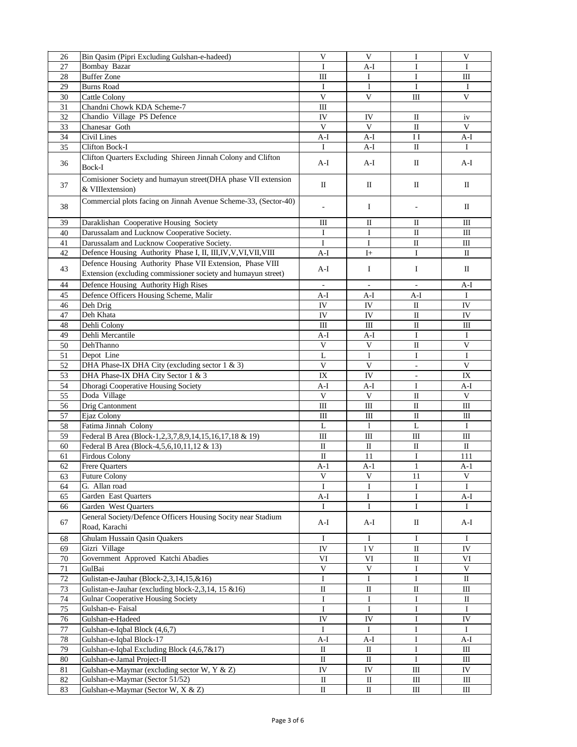| 26 | Bin Qasim (Pipri Excluding Gulshan-e-hadeed) | V | V | I | V |
|---|---|---|---|---|---|
| 27 | Bombay Bazar | I | A-I | I | I |
| 28 | Buffer Zone | III | I | I | III |
| 29 | Burns Road | I | l | I | I |
| 30 | Cattle Colony | V | V | III | V |
| 31 | Chandni Chowk KDA Scheme-7 | III | | | |
| 32 | Chandio Village PS Defence | IV | IV | II | iv |
| 33 | Chanesar Goth | V | V | II | V |
| 34 | Civil Lines | A-I | A-I | I I | A-I |
| 35 | Clifton Bock-I | I | A-I | II | I |
| 36 | Clifton Quarters Excluding Shireen Jinnah Colony and Clifton Bock-I | A-I | A-I | II | A-I |
| 37 | Comisioner Society and humayun street(DHA phase VII extension & VIIIextension) | II | II | II | II |
| 38 | Commercial plots facing on Jinnah Avenue Scheme-33, (Sector-40) | - | I | - | II |
| 39 | Daraklishan Cooperative Housing Society | III | II | II | III |
| 40 | Darussalam and Lucknow Cooperative Society. | I | I | II | III |
| 41 | Darussalam and Lucknow Cooperative Society. | I | I | II | III |
| 42 | Defence Housing Authority Phase I, II, III,IV,V,VI,VII,VIII | A-I | I+ | I | II |
| 43 | Defence Housing Authority Phase VII Extension, Phase VIII Extension (excluding commissioner society and humayun street) | A-I | I | I | II |
| 44 | Defence Housing Authority High Rises | - | - | - | A-I |
| 45 | Defence Officers Housing Scheme, Malir | A-I | A-I | A-I | I |
| 46 | Deh Drig | IV | IV | II | IV |
| 47 | Deh Khata | IV | IV | II | IV |
| 48 | Dehli Colony | III | III | II | III |
| 49 | Dehli Mercantile | A-I | A-I | I | I |
| 50 | DehThanno | V | V | II | V |
| 51 | Depot Line | L | l | I | I |
| 52 | DHA Phase-IX DHA City (excluding sector 1 & 3) | V | V | - | V |
| 53 | DHA Phase-IX DHA City Sector 1 & 3 | IX | IV | - | IX |
| 54 | Dhoragi Cooperative Housing Society | A-I | A-I | I | A-I |
| 55 | Doda Village | V | V | II | V |
| 56 | Drig Cantonment | III | III | II | III |
| 57 | Ejaz Colony | III | III | II | lII |
| 58 | Fatima Jinnah Colony | L | l | L | I |
| 59 | Federal B Area (Block-1,2,3,7,8,9,14,15,16,17,18 & 19) | III | III | III | III |
| 60 | Federal B Area (Block-4,5,6,10,11,12 & 13) | II | II | II | II |
| 61 | Firdous Colony | II | 11 | I | 111 |
| 62 | Frere Quarters | A-1 | A-1 | 1 | A-1 |
| 63 | Future Colony | V | V | 11 | V |
| 64 | G. Allan road | I | I | I | I |
| 65 | Garden East Quarters | A-I | I | I | A-I |
| 66 | Garden West Quarters | I | I | I | I |
| 67 | General Society/Defence Officers Housing Socity near Stadium Road, Karachi | A-I | A-I | II | A-I |
| 68 | Ghulam Hussain Qasin Quakers | I | I | I | I |
| 69 | Gizri Village | IV | l V | II | IV |
| 70 | Government Approved Katchi Abadies | VI | VI | II | VI |
| 71 | GulBai | V | V | I | V |
| 72 | Gulistan-e-Jauhar (Block-2,3,14,15,&16) | I | I | I | II |
| 73 | Gulistan-e-Jauhar (excluding block-2,3,14, 15 &16) | II | II | II | III |
| 74 | Gulnar Cooperative Housing Society | I | I | I | II |
| 75 | Gulshan-e- Faisal | I | I | I | I |
| 76 | Gulshan-e-Hadeed | IV | IV | I | IV |
| 77 | Gulshan-e-Iqbal Block (4,6,7) | I | I | I | I |
| 78 | Gulshan-e-Iqbal Block-17 | A-I | A-I | I | A-I |
| 79 | Gulshan-e-Iqbal Excluding Block (4,6,7&17) | II | II | I | III |
| 80 | Gulshan-e-Jamal Project-II | II | II | I | III |
| 81 | Gulshan-e-Maymar (excluding sector W, Y & Z) | IV | IV | III | IV |
| 82 | Gulshan-e-Maymar (Sector 51/52) | II | II | III | III |
| 83 | Gulshan-e-Maymar (Sector W, X & Z) | II | II | III | III |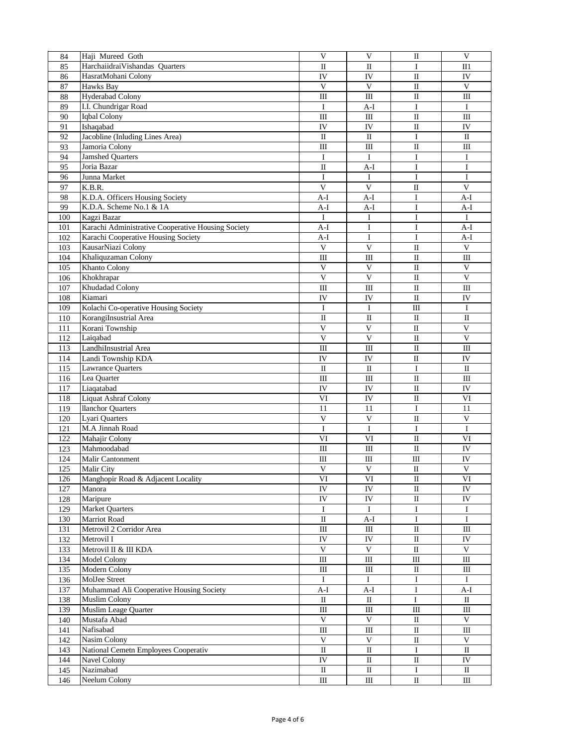| | | | | | |
|---|---|---|---|---|---|
| 84 | Haji Mureed Goth | V | V | II | V |
| 85 | HarchaiidraiVishandas Quarters | II | II | I | II1 |
| 86 | HasratMohani Colony | IV | IV | II | IV |
| 87 | Hawks Bay | V | V | II | V |
| 88 | Hyderabad Colony | III | III | II | III |
| 89 | I.I. Chundrigar Road | I | A-I | I | I |
| 90 | Iqbal Colony | III | III | II | III |
| 91 | Ishaqabad | IV | IV | II | IV |
| 92 | Jacobline (Inluding Lines Area) | II | II | I | II |
| 93 | Jamoria Colony | III | III | II | III |
| 94 | Jamshed Quarters | I | I | I | I |
| 95 | Joria Bazar | II | A-I | I | I |
| 96 | Junna Market | I | I | I | I |
| 97 | K.B.R. | V | V | II | V |
| 98 | K.D.A. Officers Housing Society | A-I | A-I | I | A-I |
| 99 | K.D.A. Scheme No.1 & 1A | A-I | A-I | I | A-I |
| 100 | Kagzi Bazar | I | I | I | I |
| 101 | Karachi Administrative Cooperative Housing Society | A-I | I | I | A-I |
| 102 | Karachi Cooperative Housing Society | A-I | I | I | A-I |
| 103 | KausarNiazi Colony | V | V | II | V |
| 104 | Khaliquzaman Colony | III | III | II | III |
| 105 | Khanto Colony | V | V | II | V |
| 106 | Khokhrapar | V | V | II | V |
| 107 | Khudadad Colony | III | III | II | III |
| 108 | Kiamari | IV | IV | II | IV |
| 109 | Kolachi Co-operative Housing Society | I | I | III | I |
| 110 | KorangiInsustrial Area | II | II | II | II |
| 111 | Korani Township | V | V | II | V |
| 112 | Laiqabad | V | V | II | V |
| 113 | LandhiInsustrial Area | III | III | II | III |
| 114 | Landi Township KDA | IV | IV | II | IV |
| 115 | Lawrance Quarters | II | II | I | II |
| 116 | Lea Quarter | III | III | II | III |
| 117 | Liaqatabad | IV | IV | II | IV |
| 118 | Liquat Ashraf Colony | VI | IV | II | VI |
| 119 | llanchor Quarters | 11 | 11 | I | 11 |
| 120 | Lyari Quarters | V | V | II | V |
| 121 | M.A Jinnah Road | I | I | I | I |
| 122 | Mahajir Colony | VI | VI | II | VI |
| 123 | Mahmoodabad | III | III | II | IV |
| 124 | Malir Cantonment | III | III | III | IV |
| 125 | Malir City | V | V | II | V |
| 126 | Manghopir Road & Adjacent Locality | VI | VI | II | VI |
| 127 | Manora | IV | IV | II | IV |
| 128 | Maripure | IV | IV | II | IV |
| 129 | Market Quarters | I | I | I | I |
| 130 | Marriot Road | II | A-I | I | I |
| 131 | Metrovil 2 Corridor Area | III | III | II | III |
| 132 | Metrovil I | IV | IV | II | IV |
| 133 | Metrovil II & III KDA | V | V | II | V |
| 134 | Model Colony | III | III | III | III |
| 135 | Modern Colony | III | III | II | III |
| 136 | MolJee Street | I | I | I | I |
| 137 | Muhammad Ali Cooperative Housing Society | A-I | A-I | I | A-I |
| 138 | Muslim Colony | II | II | I | II |
| 139 | Muslim Leage Quarter | III | III | III | III |
| 140 | Mustafa Abad | V | V | II | V |
| 141 | Nafisabad | III | III | II | III |
| 142 | Nasim Colony | V | V | II | V |
| 143 | National Cemetn Employees Cooperativ | II | II | I | II |
| 144 | Navel Colony | IV | II | II | IV |
| 145 | Nazimabad | II | II | I | II |
| 146 | Neelum Colony | III | III | II | III |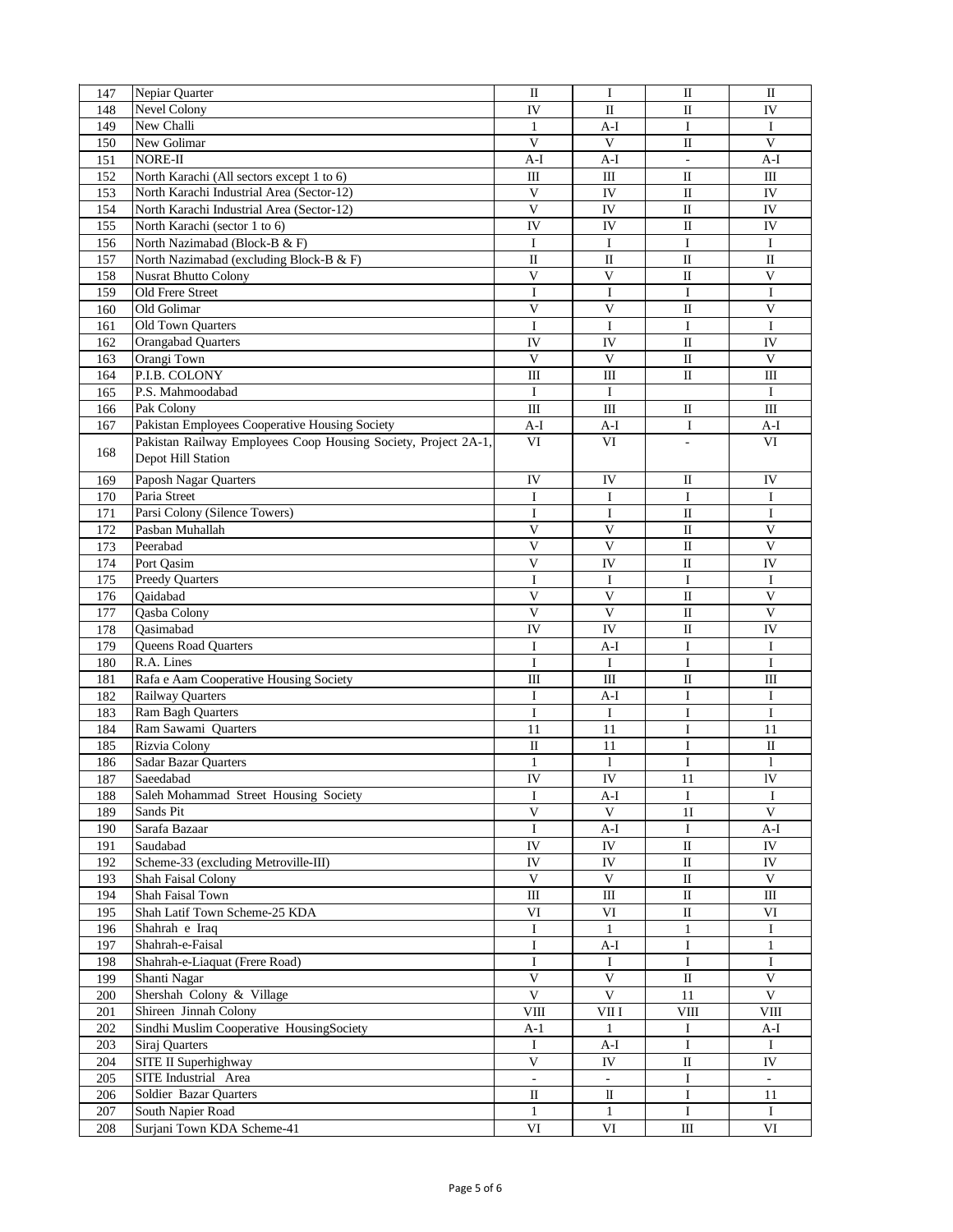| 147 | Nepiar Quarter | II | I | II | II |
|---|---|---|---|---|---|
| 148 | Nevel Colony | IV | II | II | IV |
| 149 | New Challi | 1 | A-I | I | I |
| 150 | New Golimar | V | V | II | V |
| 151 | NORE-II | A-I | A-I | - | A-I |
| 152 | North Karachi (All sectors except 1 to 6) | III | III | II | III |
| 153 | North Karachi Industrial Area (Sector-12) | V | IV | II | IV |
| 154 | North Karachi Industrial Area (Sector-12) | V | IV | II | IV |
| 155 | North Karachi (sector 1 to 6) | IV | IV | II | IV |
| 156 | North Nazimabad (Block-B & F) | I | I | I | I |
| 157 | North Nazimabad (excluding Block-B & F) | II | II | II | II |
| 158 | Nusrat Bhutto Colony | V | V | II | V |
| 159 | Old Frere Street | I | I | I | I |
| 160 | Old Golimar | V | V | II | V |
| 161 | Old Town Quarters | I | I | I | I |
| 162 | Orangabad Quarters | IV | IV | II | IV |
| 163 | Orangi Town | V | V | II | V |
| 164 | P.I.B. COLONY | III | III | II | III |
| 165 | P.S. Mahmoodabad | I | I | | I |
| 166 | Pak Colony | III | III | II | III |
| 167 | Pakistan Employees Cooperative Housing Society | A-I | A-I | I | A-I |
| 168 | Pakistan Railway Employees Coop Housing Society, Project 2A-1, Depot Hill Station | VI | VI | - | VI |
| 169 | Paposh Nagar Quarters | IV | IV | II | IV |
| 170 | Paria Street | I | I | I | I |
| 171 | Parsi Colony (Silence Towers) | I | I | II | I |
| 172 | Pasban Muhallah | V | V | II | V |
| 173 | Peerabad | V | V | II | V |
| 174 | Port Qasim | V | IV | II | IV |
| 175 | Preedy Quarters | I | I | I | I |
| 176 | Qaidabad | V | V | II | V |
| 177 | Qasba Colony | V | V | II | V |
| 178 | Qasimabad | IV | IV | II | IV |
| 179 | Queens Road Quarters | I | A-I | I | I |
| 180 | R.A. Lines | I | I | I | I |
| 181 | Rafa e Aam Cooperative Housing Society | III | III | II | III |
| 182 | Railway Quarters | I | A-I | I | I |
| 183 | Ram Bagh Quarters | I | I | I | I |
| 184 | Ram Sawami Quarters | 11 | 11 | I | 11 |
| 185 | Rizvia Colony | II | 11 | I | II |
| 186 | Sadar Bazar Quarters | 1 | l | I | l |
| 187 | Saeedabad | IV | IV | 11 | lV |
| 188 | Saleh Mohammad Street Housing Society | I | A-I | I | I |
| 189 | Sands Pit | V | V | 1I | V |
| 190 | Sarafa Bazaar | I | A-I | I | A-I |
| 191 | Saudabad | IV | IV | II | IV |
| 192 | Scheme-33 (excluding Metroville-III) | IV | IV | II | IV |
| 193 | Shah Faisal Colony | V | V | II | V |
| 194 | Shah Faisal Town | III | III | II | III |
| 195 | Shah Latif Town Scheme-25 KDA | VI | VI | II | VI |
| 196 | Shahrah e Iraq | I | 1 | 1 | I |
| 197 | Shahrah-e-Faisal | I | A-I | I | 1 |
| 198 | Shahrah-e-Liaquat (Frere Road) | I | I | I | I |
| 199 | Shanti Nagar | V | V | II | V |
| 200 | Shershah Colony & Village | V | V | 11 | V |
| 201 | Shireen Jinnah Colony | VIII | VII I | VIII | VIII |
| 202 | Sindhi Muslim Cooperative HousingSociety | A-1 | 1 | I | A-I |
| 203 | Siraj Quarters | I | A-I | I | I |
| 204 | SITE II Superhighway | V | IV | II | IV |
| 205 | SITE Industrial Area | - | - | I | - |
| 206 | Soldier Bazar Quarters | II | lI | I | 11 |
| 207 | South Napier Road | 1 | 1 | I | I |
| 208 | Surjani Town KDA Scheme-41 | VI | VI | III | VI |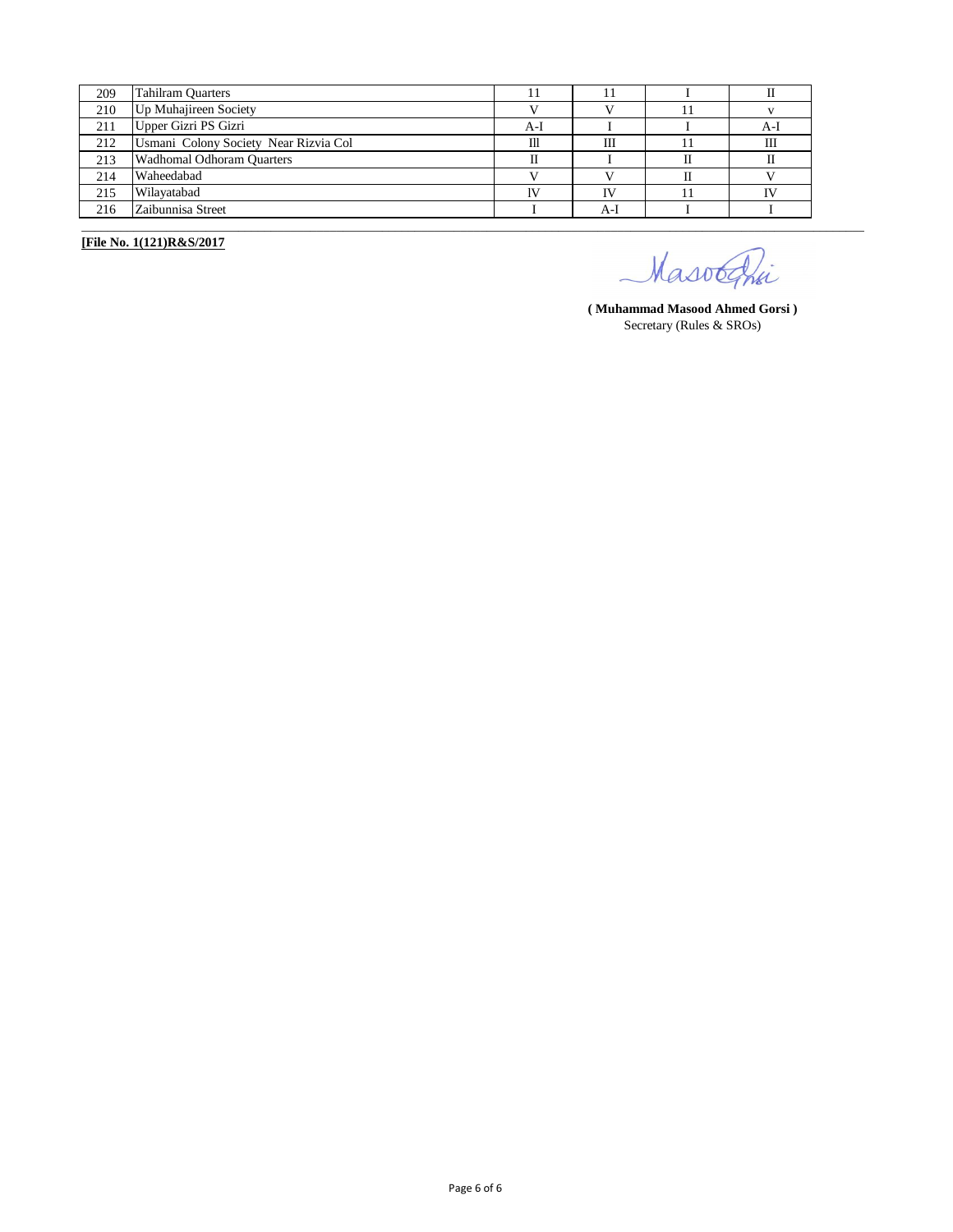| | | | | | |
|---|---|---|---|---|---|
| 209 | Tahilram Quarters | 11 | 11 | I | II |
| 210 | Up Muhajireen Society | V | V | 11 | v |
| 211 | Upper Gizri PS Gizri | A-I | I | I | A-I |
| 212 | Usmani Colony Society Near Rizvia Col | Ill | III | 11 | III |
| 213 | Wadhomal Odhoram Quarters | II | I | II | II |
| 214 | Waheedabad | V | V | II | V |
| 215 | Wilayatabad | IV | IV | 11 | IV |
| 216 | Zaibunnisa Street | I | A-I | I | I |

**[File No. 1(121)R&S/2017**

**( Muhammad Masood Ahmed Gorsi )**
Secretary (Rules & SROs)